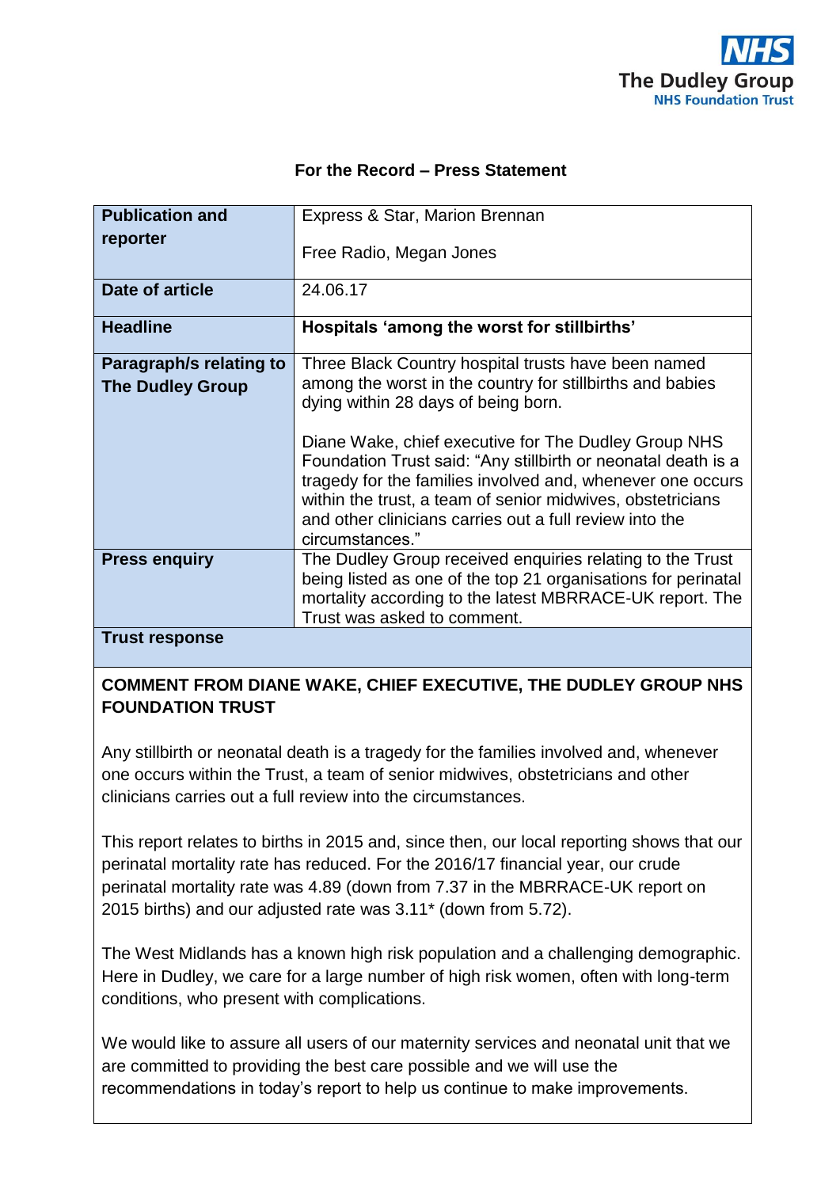**NHS**
**The Dudley Group**
**NHS Foundation Trust**

## For the Record – Press Statement

| **Publication and reporter** | Express & Star, Marion Brennan<br><br>Free Radio, Megan Jones |
|---|---|
| **Date of article** | 24.06.17 |
| **Headline** | **Hospitals 'among the worst for stillbirths'** |
| **Paragraph/s relating to The Dudley Group** | Three Black Country hospital trusts have been named among the worst in the country for stillbirths and babies dying within 28 days of being born.<br><br>Diane Wake, chief executive for The Dudley Group NHS Foundation Trust said: "Any stillbirth or neonatal death is a tragedy for the families involved and, whenever one occurs within the trust, a team of senior midwives, obstetricians and other clinicians carries out a full review into the circumstances." |
| **Press enquiry** | The Dudley Group received enquiries relating to the Trust being listed as one of the top 21 organisations for perinatal mortality according to the latest MBRRACE-UK report. The Trust was asked to comment. |

**Trust response**

**COMMENT FROM DIANE WAKE, CHIEF EXECUTIVE, THE DUDLEY GROUP NHS FOUNDATION TRUST**

Any stillbirth or neonatal death is a tragedy for the families involved and, whenever one occurs within the Trust, a team of senior midwives, obstetricians and other clinicians carries out a full review into the circumstances.

This report relates to births in 2015 and, since then, our local reporting shows that our perinatal mortality rate has reduced. For the 2016/17 financial year, our crude perinatal mortality rate was 4.89 (down from 7.37 in the MBRRACE-UK report on 2015 births) and our adjusted rate was 3.11* (down from 5.72).

The West Midlands has a known high risk population and a challenging demographic. Here in Dudley, we care for a large number of high risk women, often with long-term conditions, who present with complications.

We would like to assure all users of our maternity services and neonatal unit that we are committed to providing the best care possible and we will use the recommendations in today's report to help us continue to make improvements.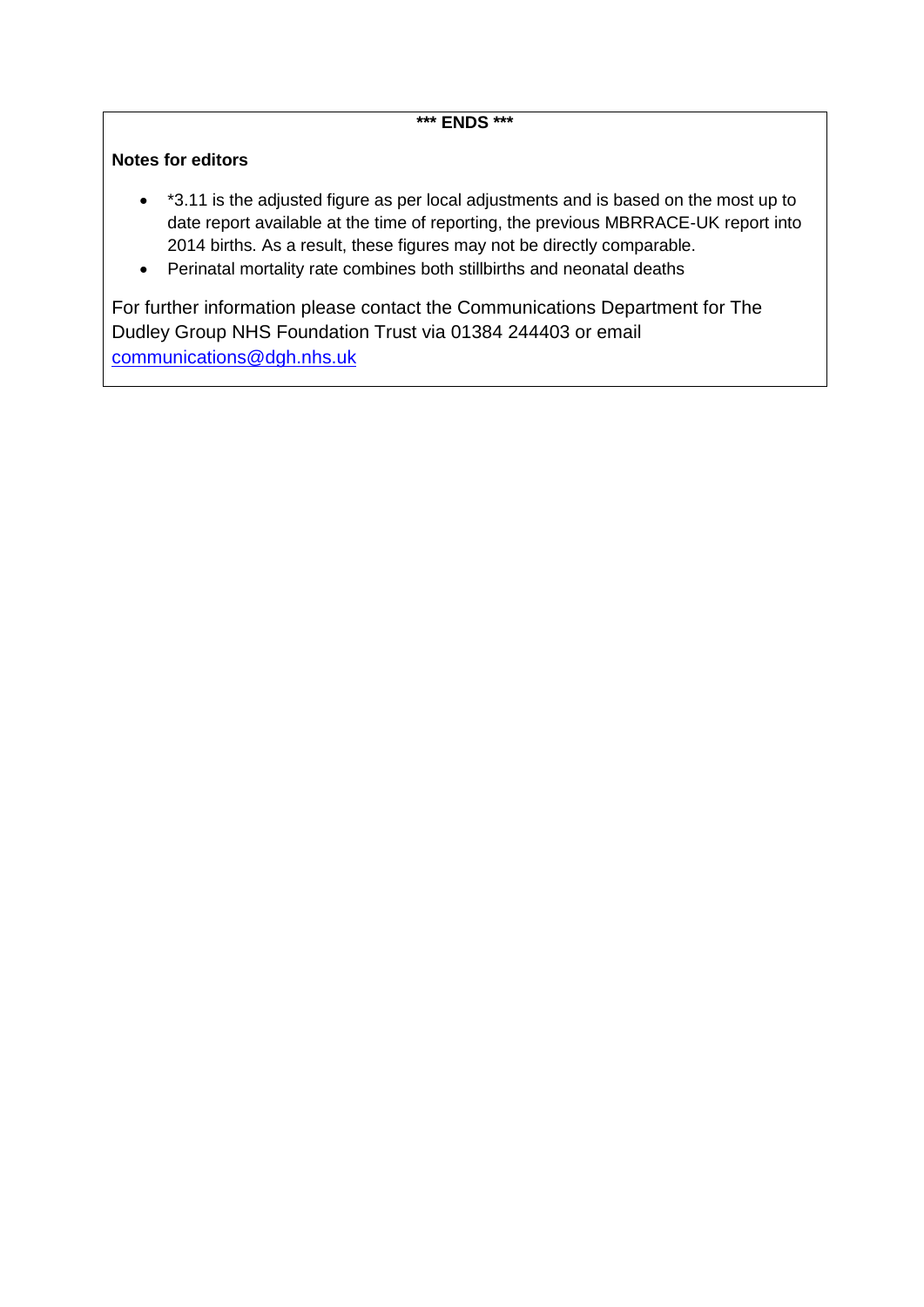**\*\*\* ENDS \*\*\***

**Notes for editors**

- *3.11 is the adjusted figure as per local adjustments and is based on the most up to date report available at the time of reporting, the previous MBRRACE-UK report into 2014 births. As a result, these figures may not be directly comparable.
- Perinatal mortality rate combines both stillbirths and neonatal deaths

For further information please contact the Communications Department for The Dudley Group NHS Foundation Trust via 01384 244403 or email [communications@dgh.nhs.uk](mailto:communications@dgh.nhs.uk)